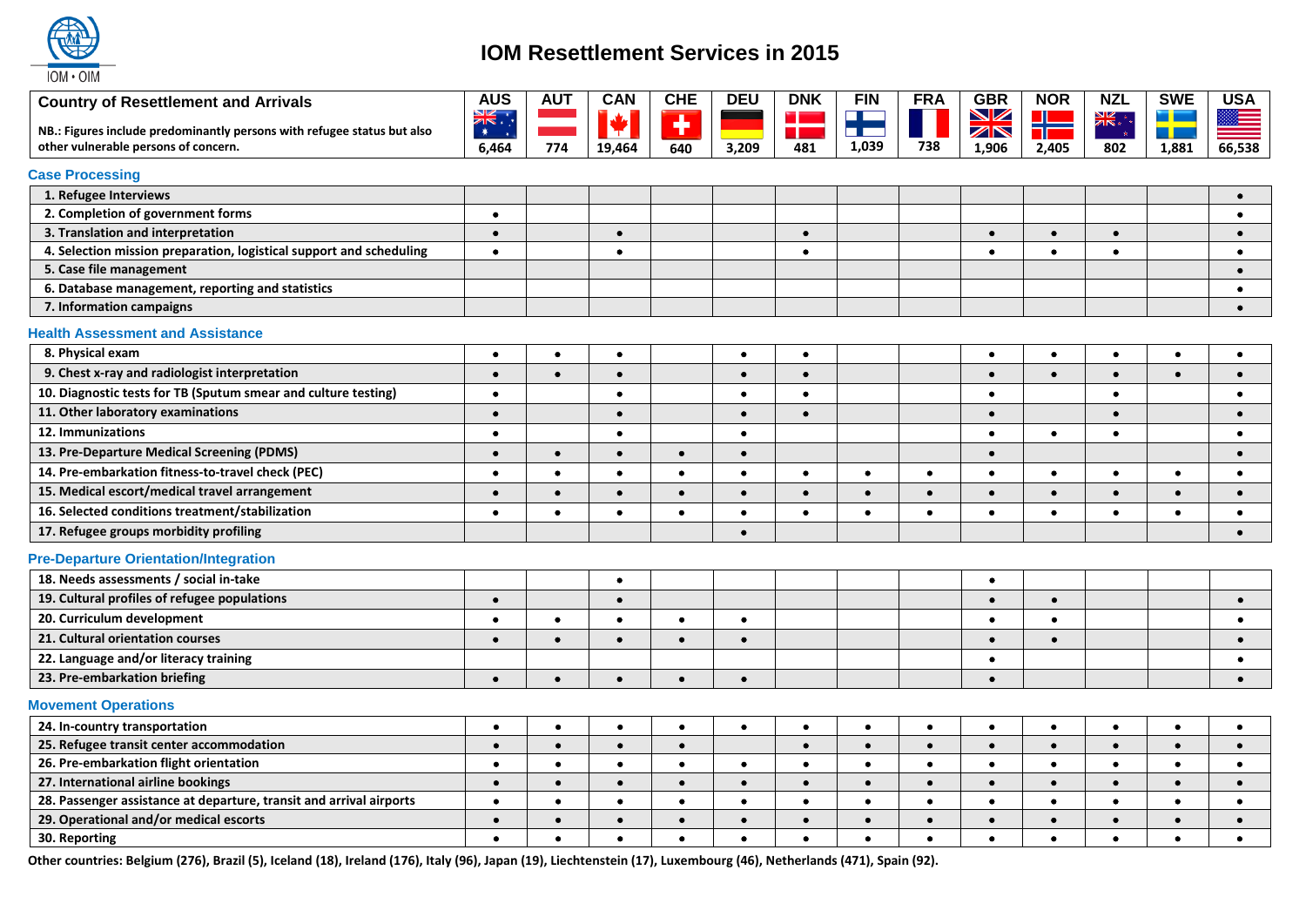# IOM Resettlement Services in 2015

| Country of Resettlement and Arrivals<br>NB.: Figures include predominantly persons with refugee status but also other vulnerable persons of concern. | AUS | AUT | CAN | CHE | DEU | DNK | FIN | FRA | GBR | NOR | NZL | SWE | USA |
|---|---|---|---|---|---|---|---|---|---|---|---|---|---|
| | 6,464 | 774 | 19,464 | 640 | 3,209 | 481 | 1,039 | 738 | 1,906 | 2,405 | 802 | 1,881 | 66,538 |
| **Case Processing** | | | | | | | | | | | | | |
| 1. Refugee Interviews | | | | | | | | | | | | | • |
| 2. Completion of government forms | • | | | | | | | | | | | | • |
| 3. Translation and interpretation | • | | • | | | • | | | • | • | • | | • |
| 4. Selection mission preparation, logistical support and scheduling | • | | • | | | • | | | • | • | • | | • |
| 5. Case file management | | | | | | | | | | | | | • |
| 6. Database management, reporting and statistics | | | | | | | | | | | | | • |
| 7. Information campaigns | | | | | | | | | | | | | • |
| **Health Assessment and Assistance** | | | | | | | | | | | | | |
| 8. Physical exam | • | • | • | | • | • | | | • | • | • | • | • |
| 9. Chest x-ray and radiologist interpretation | • | • | • | | • | • | | | • | • | • | • | • |
| 10. Diagnostic tests for TB (Sputum smear and culture testing) | • | | • | | • | • | | | • | | • | | • |
| 11. Other laboratory examinations | • | | • | | • | • | | | • | | • | | • |
| 12. Immunizations | • | | • | | • | | | | • | • | • | | • |
| 13. Pre-Departure Medical Screening (PDMS) | • | • | • | • | • | | | | • | | | | • |
| 14. Pre-embarkation fitness-to-travel check (PEC) | • | • | • | • | • | • | • | • | • | • | • | • | • |
| 15. Medical escort/medical travel arrangement | • | • | • | • | • | • | • | • | • | • | • | • | • |
| 16. Selected conditions treatment/stabilization | • | • | • | • | • | • | • | • | • | • | • | • | • |
| 17. Refugee groups morbidity profiling | | | | | • | | | | | | | | • |
| **Pre-Departure Orientation/Integration** | | | | | | | | | | | | | |
| 18. Needs assessments / social in-take | | | • | | | | | | • | | | | |
| 19. Cultural profiles of refugee populations | • | | • | | | | | | • | • | | | • |
| 20. Curriculum development | • | • | • | • | • | | | | • | • | | | • |
| 21. Cultural orientation courses | • | • | • | • | • | | | | • | • | | | • |
| 22. Language and/or literacy training | | | | | | | | | • | | | | • |
| 23. Pre-embarkation briefing | • | • | • | • | • | | | | • | | | | • |
| **Movement Operations** | | | | | | | | | | | | | |
| 24. In-country transportation | • | • | • | • | • | • | • | • | • | • | • | • | • |
| 25. Refugee transit center accommodation | • | • | • | • | | • | • | • | • | • | • | • | • |
| 26. Pre-embarkation flight orientation | • | • | • | • | • | • | • | • | • | • | • | • | • |
| 27. International airline bookings | • | • | • | • | • | • | • | • | • | • | • | • | • |
| 28. Passenger assistance at departure, transit and arrival airports | • | • | • | • | • | • | • | • | • | • | • | • | • |
| 29. Operational and/or medical escorts | • | • | • | • | • | • | • | • | • | • | • | • | • |
| 30. Reporting | • | • | • | • | • | • | • | • | • | • | • | • | • |

**Other countries: Belgium (276), Brazil (5), Iceland (18), Ireland (176), Italy (96), Japan (19), Liechtenstein (17), Luxembourg (46), Netherlands (471), Spain (92).**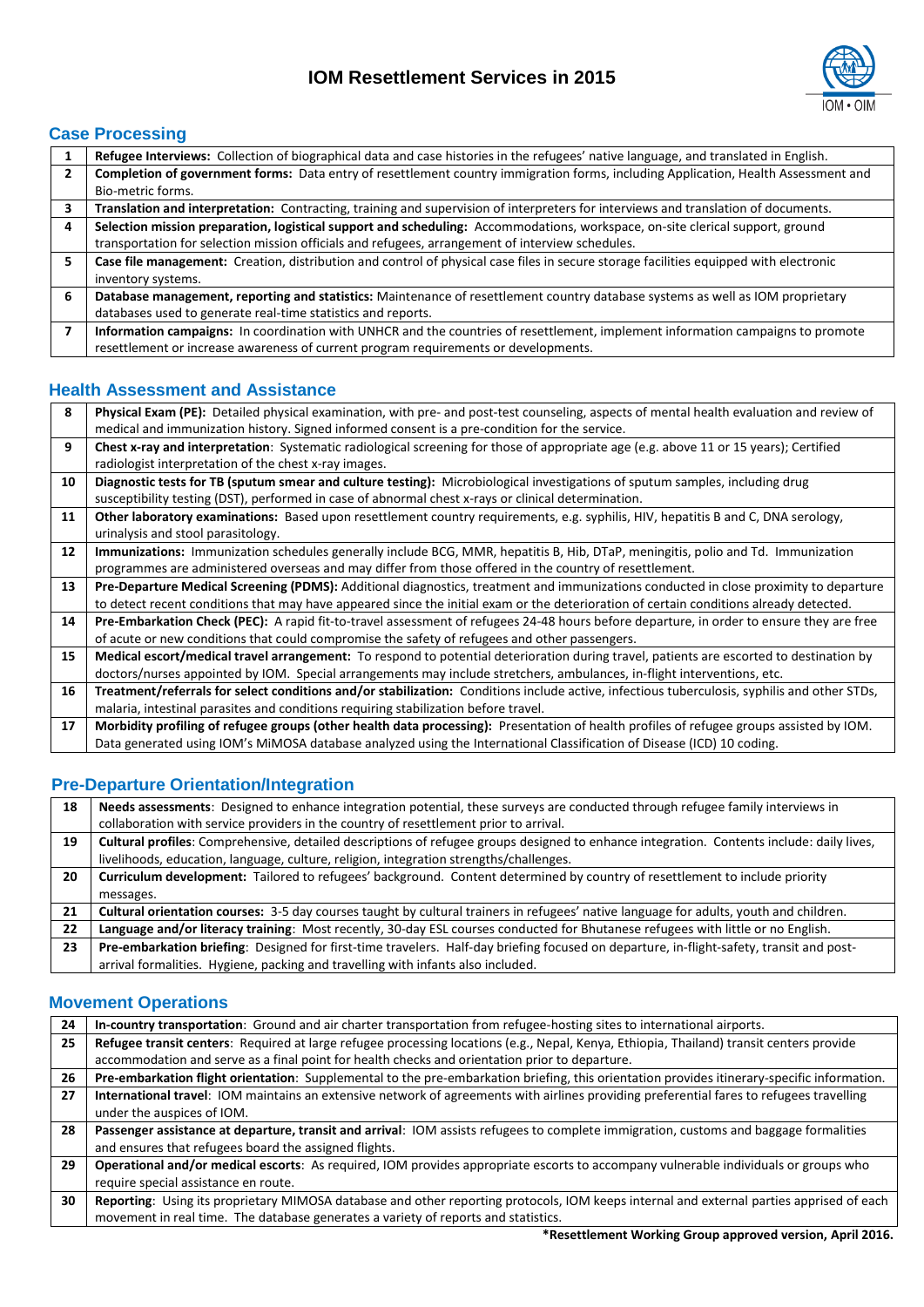# IOM Resettlement Services in 2015

## Case Processing

| | |
|---|---|
| **1** | **Refugee Interviews:** Collection of biographical data and case histories in the refugees' native language, and translated in English. |
| **2** | **Completion of government forms:** Data entry of resettlement country immigration forms, including Application, Health Assessment and Bio-metric forms. |
| **3** | **Translation and interpretation:** Contracting, training and supervision of interpreters for interviews and translation of documents. |
| **4** | **Selection mission preparation, logistical support and scheduling:** Accommodations, workspace, on-site clerical support, ground transportation for selection mission officials and refugees, arrangement of interview schedules. |
| **5** | **Case file management:** Creation, distribution and control of physical case files in secure storage facilities equipped with electronic inventory systems. |
| **6** | **Database management, reporting and statistics:** Maintenance of resettlement country database systems as well as IOM proprietary databases used to generate real-time statistics and reports. |
| **7** | **Information campaigns:** In coordination with UNHCR and the countries of resettlement, implement information campaigns to promote resettlement or increase awareness of current program requirements or developments. |

## Health Assessment and Assistance

| | |
|---|---|
| **8** | **Physical Exam (PE):** Detailed physical examination, with pre- and post-test counseling, aspects of mental health evaluation and review of medical and immunization history. Signed informed consent is a pre-condition for the service. |
| **9** | **Chest x-ray and interpretation**: Systematic radiological screening for those of appropriate age (e.g. above 11 or 15 years); Certified radiologist interpretation of the chest x-ray images. |
| **10** | **Diagnostic tests for TB (sputum smear and culture testing):** Microbiological investigations of sputum samples, including drug susceptibility testing (DST), performed in case of abnormal chest x-rays or clinical determination. |
| **11** | **Other laboratory examinations:** Based upon resettlement country requirements, e.g. syphilis, HIV, hepatitis B and C, DNA serology, urinalysis and stool parasitology. |
| **12** | **Immunizations:** Immunization schedules generally include BCG, MMR, hepatitis B, Hib, DTaP, meningitis, polio and Td. Immunization programmes are administered overseas and may differ from those offered in the country of resettlement. |
| **13** | **Pre-Departure Medical Screening (PDMS):** Additional diagnostics, treatment and immunizations conducted in close proximity to departure to detect recent conditions that may have appeared since the initial exam or the deterioration of certain conditions already detected. |
| **14** | **Pre-Embarkation Check (PEC):** A rapid fit-to-travel assessment of refugees 24-48 hours before departure, in order to ensure they are free of acute or new conditions that could compromise the safety of refugees and other passengers. |
| **15** | **Medical escort/medical travel arrangement:** To respond to potential deterioration during travel, patients are escorted to destination by doctors/nurses appointed by IOM. Special arrangements may include stretchers, ambulances, in-flight interventions, etc. |
| **16** | **Treatment/referrals for select conditions and/or stabilization:** Conditions include active, infectious tuberculosis, syphilis and other STDs, malaria, intestinal parasites and conditions requiring stabilization before travel. |
| **17** | **Morbidity profiling of refugee groups (other health data processing):** Presentation of health profiles of refugee groups assisted by IOM. Data generated using IOM's MiMOSA database analyzed using the International Classification of Disease (ICD) 10 coding. |

## Pre-Departure Orientation/Integration

| | |
|---|---|
| **18** | **Needs assessments**: Designed to enhance integration potential, these surveys are conducted through refugee family interviews in collaboration with service providers in the country of resettlement prior to arrival. |
| **19** | **Cultural profiles**: Comprehensive, detailed descriptions of refugee groups designed to enhance integration. Contents include: daily lives, livelihoods, education, language, culture, religion, integration strengths/challenges. |
| **20** | **Curriculum development:** Tailored to refugees' background. Content determined by country of resettlement to include priority messages. |
| **21** | **Cultural orientation courses:** 3-5 day courses taught by cultural trainers in refugees' native language for adults, youth and children. |
| **22** | **Language and/or literacy training**: Most recently, 30-day ESL courses conducted for Bhutanese refugees with little or no English. |
| **23** | **Pre-embarkation briefing**: Designed for first-time travelers. Half-day briefing focused on departure, in-flight-safety, transit and post-arrival formalities. Hygiene, packing and travelling with infants also included. |

## Movement Operations

| | |
|---|---|
| **24** | **In-country transportation**: Ground and air charter transportation from refugee-hosting sites to international airports. |
| **25** | **Refugee transit centers**: Required at large refugee processing locations (e.g., Nepal, Kenya, Ethiopia, Thailand) transit centers provide accommodation and serve as a final point for health checks and orientation prior to departure. |
| **26** | **Pre-embarkation flight orientation**: Supplemental to the pre-embarkation briefing, this orientation provides itinerary-specific information. |
| **27** | **International travel**: IOM maintains an extensive network of agreements with airlines providing preferential fares to refugees travelling under the auspices of IOM. |
| **28** | **Passenger assistance at departure, transit and arrival**: IOM assists refugees to complete immigration, customs and baggage formalities and ensures that refugees board the assigned flights. |
| **29** | **Operational and/or medical escorts**: As required, IOM provides appropriate escorts to accompany vulnerable individuals or groups who require special assistance en route. |
| **30** | **Reporting**: Using its proprietary MIMOSA database and other reporting protocols, IOM keeps internal and external parties apprised of each movement in real time. The database generates a variety of reports and statistics. |

**\*Resettlement Working Group approved version, April 2016.**